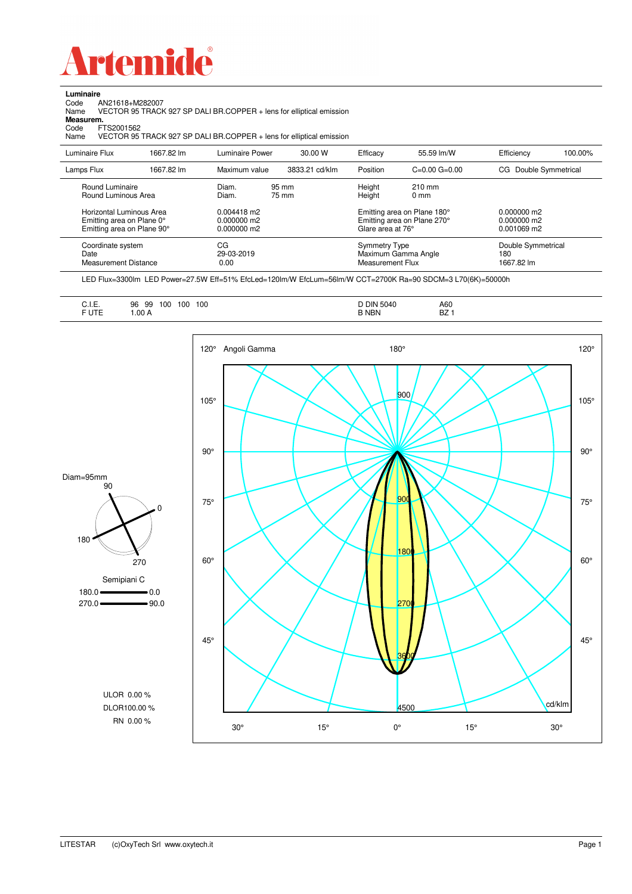# Artemide

**Luminaire**

Code AN21618+M282007
Name VECTOR 95 TRACK 927 SP DALI BR.COPPER + lens for elliptical emission

**Measurem.**

Code FTS2001562
Name VECTOR 95 TRACK 927 SP DALI BR.COPPER + lens for elliptical emission

| Luminaire Flux | 1667.82 lm | Luminaire Power | 30.00 W | Efficacy | 55.59 lm/W | Efficiency | 100.00% |
|---|---|---|---|---|---|---|---|
| Lamps Flux | 1667.82 lm | Maximum value | 3833.21 cd/klm | Position | C=0.00 G=0.00 | CG Double Symmetrical | |

| | | | |
|---|---|---|---|
| Round Luminaire | Diam. 95 mm | Height 210 mm | |
| Round Luminous Area | Diam. 75 mm | Height 0 mm | |
| Horizontal Luminous Area | 0.004418 m2 | Emitting area on Plane 180° | 0.000000 m2 |
| Emitting area on Plane 0° | 0.000000 m2 | Emitting area on Plane 270° | 0.000000 m2 |
| Emitting area on Plane 90° | 0.000000 m2 | Glare area at 76° | 0.001069 m2 |
| Coordinate system | CG | Symmetry Type | Double Symmetrical |
| Date | 29-03-2019 | Maximum Gamma Angle | 180 |
| Measurement Distance | 0.00 | Measurement Flux | 1667.82 lm |

LED Flux=3300lm LED Power=27.5W Eff=51% EfcLed=120lm/W EfcLum=56lm/W CCT=2700K Ra=90 SDCM=3 L70(6K)=50000h

| | | | |
|---|---|---|---|
| C.I.E. | 96 99 100 100 100 | D DIN 5040 | A60 |
| F UTE | 1.00 A | B NBN | BZ 1 |

Diam=95mm

Semipiani C

180.0 — 0.0
270.0 — 90.0

ULOR 0.00 %
DLOR100.00 %
RN 0.00 %

Angoli Gamma — cd/klm

LITESTAR (c)OxyTech Srl www.oxytech.it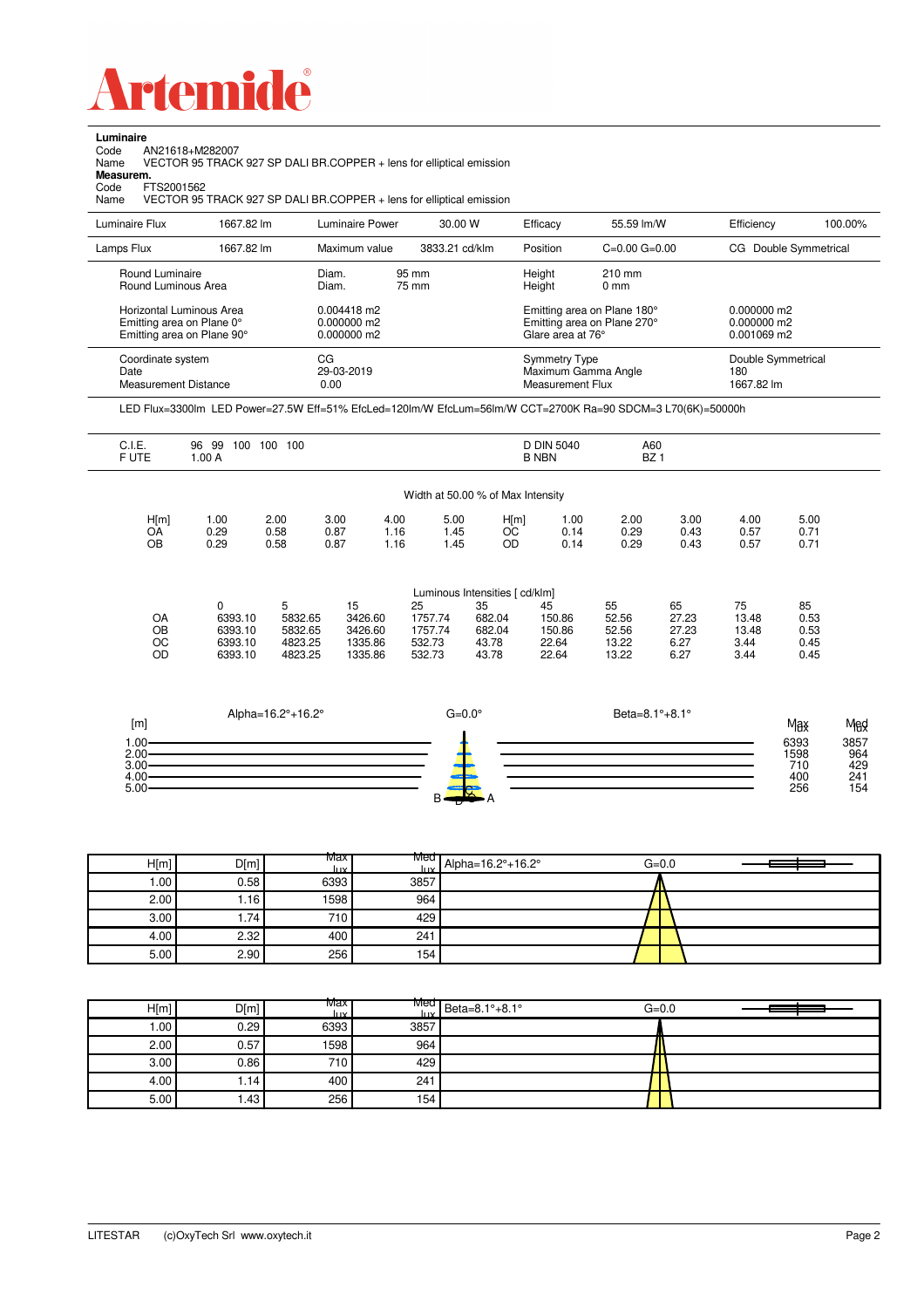# Artemide

**Luminaire**

Code AN21618+M282007

Name VECTOR 95 TRACK 927 SP DALI BR.COPPER + lens for elliptical emission

**Measurem.**

Code FTS2001562

Name VECTOR 95 TRACK 927 SP DALI BR.COPPER + lens for elliptical emission

| | | | | | | | |
|---|---|---|---|---|---|---|---|
| Luminaire Flux | 1667.82 lm | Luminaire Power | 30.00 W | Efficacy | 55.59 lm/W | Efficiency | 100.00% |
| Lamps Flux | 1667.82 lm | Maximum value | 3833.21 cd/klm | Position | C=0.00 G=0.00 | CG Double Symmetrical | |

| | | | | | |
|---|---|---|---|---|---|
| Round Luminaire | Diam. | 95 mm | Height | 210 mm | |
| Round Luminous Area | Diam. | 75 mm | Height | 0 mm | |
| Horizontal Luminous Area | 0.004418 m2 | | Emitting area on Plane 180° | | 0.000000 m2 |
| Emitting area on Plane 0° | 0.000000 m2 | | Emitting area on Plane 270° | | 0.000000 m2 |
| Emitting area on Plane 90° | 0.000000 m2 | | Glare area at 76° | | 0.001069 m2 |
| Coordinate system | CG | | Symmetry Type | | Double Symmetrical |
| Date | 29-03-2019 | | Maximum Gamma Angle | | 180 |
| Measurement Distance | 0.00 | | Measurement Flux | | 1667.82 lm |

LED Flux=3300lm LED Power=27.5W Eff=51% EfcLed=120lm/W EfcLum=56lm/W CCT=2700K Ra=90 SDCM=3 L70(6K)=50000h

| | | | |
|---|---|---|---|
| C.I.E. | 96 99 100 100 100 | D DIN 5040 | A60 |
| F UTE | 1.00 A | B NBN | BZ 1 |

Width at 50.00 % of Max Intensity

| H[m] | 1.00 | 2.00 | 3.00 | 4.00 | 5.00 | H[m] | 1.00 | 2.00 | 3.00 | 4.00 | 5.00 |
|---|---|---|---|---|---|---|---|---|---|---|---|
| OA | 0.29 | 0.58 | 0.87 | 1.16 | 1.45 | OC | 0.14 | 0.29 | 0.43 | 0.57 | 0.71 |
| OB | 0.29 | 0.58 | 0.87 | 1.16 | 1.45 | OD | 0.14 | 0.29 | 0.43 | 0.57 | 0.71 |

Luminous Intensities [ cd/klm]

| | 0 | 5 | 15 | 25 | 35 | 45 | 55 | 65 | 75 | 85 |
|---|---|---|---|---|---|---|---|---|---|---|
| OA | 6393.10 | 5832.65 | 3426.60 | 1757.74 | 682.04 | 150.86 | 52.56 | 27.23 | 13.48 | 0.53 |
| OB | 6393.10 | 5832.65 | 3426.60 | 1757.74 | 682.04 | 150.86 | 52.56 | 27.23 | 13.48 | 0.53 |
| OC | 6393.10 | 4823.25 | 1335.86 | 532.73 | 43.78 | 22.64 | 13.22 | 6.27 | 3.44 | 0.45 |
| OD | 6393.10 | 4823.25 | 1335.86 | 532.73 | 43.78 | 22.64 | 13.22 | 6.27 | 3.44 | 0.45 |

[m]
Alpha=16.2°+16.2°
G=0.0°
Beta=8.1°+8.1°
Max lux
Med lux
1.00 2.00 3.00 4.00 5.00
B A
6393 1598 710 400 256
3857 964 429 241 154

| H[m] | D[m] | Max lux | Med lux | Alpha=16.2°+16.2° | G=0.0 |
|---|---|---|---|---|---|
| 1.00 | 0.58 | 6393 | 3857 | | |
| 2.00 | 1.16 | 1598 | 964 | | |
| 3.00 | 1.74 | 710 | 429 | | |
| 4.00 | 2.32 | 400 | 241 | | |
| 5.00 | 2.90 | 256 | 154 | | |

| H[m] | D[m] | Max lux | Med lux | Beta=8.1°+8.1° | G=0.0 |
|---|---|---|---|---|---|
| 1.00 | 0.29 | 6393 | 3857 | | |
| 2.00 | 0.57 | 1598 | 964 | | |
| 3.00 | 0.86 | 710 | 429 | | |
| 4.00 | 1.14 | 400 | 241 | | |
| 5.00 | 1.43 | 256 | 154 | | |

LITESTAR (c)OxyTech Srl www.oxytech.it